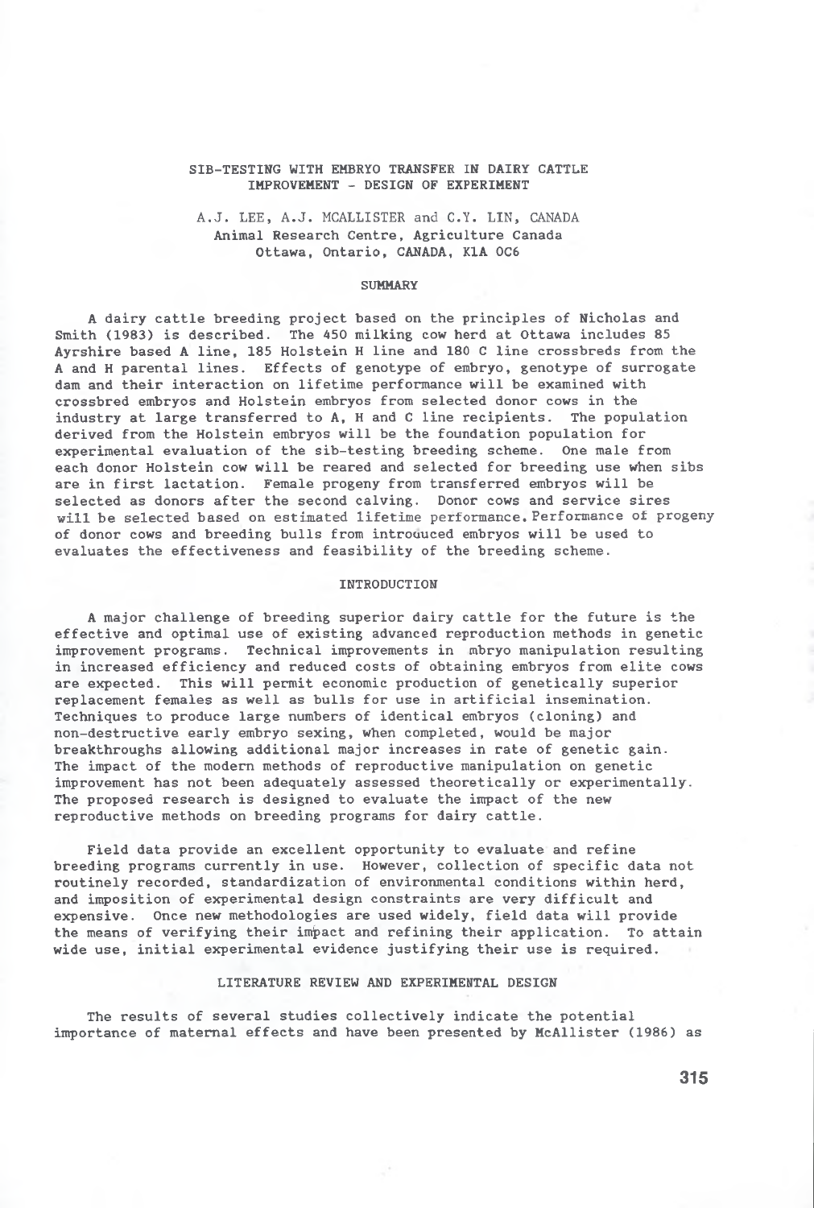# SIB-TESTING WITH EMBRYO TRANSFER IN DAIRY CATTLE IMPROVEMENT - DESIGN OF EXPERIMENT

A.J. LEE, A.J. MCALLISTER and C.Y. LIN, CANADA
Animal Research Centre, Agriculture Canada
Ottawa, Ontario, CANADA, K1A 0C6

## SUMMARY

A dairy cattle breeding project based on the principles of Nicholas and Smith (1983) is described. The 450 milking cow herd at Ottawa includes 85 Ayrshire based A line, 185 Holstein H line and 180 C line crossbreds from the A and H parental lines. Effects of genotype of embryo, genotype of surrogate dam and their interaction on lifetime performance will be examined with crossbred embryos and Holstein embryos from selected donor cows in the industry at large transferred to A, H and C line recipients. The population derived from the Holstein embryos will be the foundation population for experimental evaluation of the sib-testing breeding scheme. One male from each donor Holstein cow will be reared and selected for breeding use when sibs are in first lactation. Female progeny from transferred embryos will be selected as donors after the second calving. Donor cows and service sires will be selected based on estimated lifetime performance. Performance of progeny of donor cows and breeding bulls from introduced embryos will be used to evaluates the effectiveness and feasibility of the breeding scheme.

## INTRODUCTION

A major challenge of breeding superior dairy cattle for the future is the effective and optimal use of existing advanced reproduction methods in genetic improvement programs. Technical improvements in mbryo manipulation resulting in increased efficiency and reduced costs of obtaining embryos from elite cows are expected. This will permit economic production of genetically superior replacement females as well as bulls for use in artificial insemination. Techniques to produce large numbers of identical embryos (cloning) and non-destructive early embryo sexing, when completed, would be major breakthroughs allowing additional major increases in rate of genetic gain. The impact of the modern methods of reproductive manipulation on genetic improvement has not been adequately assessed theoretically or experimentally. The proposed research is designed to evaluate the impact of the new reproductive methods on breeding programs for dairy cattle.

Field data provide an excellent opportunity to evaluate and refine breeding programs currently in use. However, collection of specific data not routinely recorded, standardization of environmental conditions within herd, and imposition of experimental design constraints are very difficult and expensive. Once new methodologies are used widely, field data will provide the means of verifying their impact and refining their application. To attain wide use, initial experimental evidence justifying their use is required.

## LITERATURE REVIEW AND EXPERIMENTAL DESIGN

The results of several studies collectively indicate the potential importance of maternal effects and have been presented by McAllister (1986) as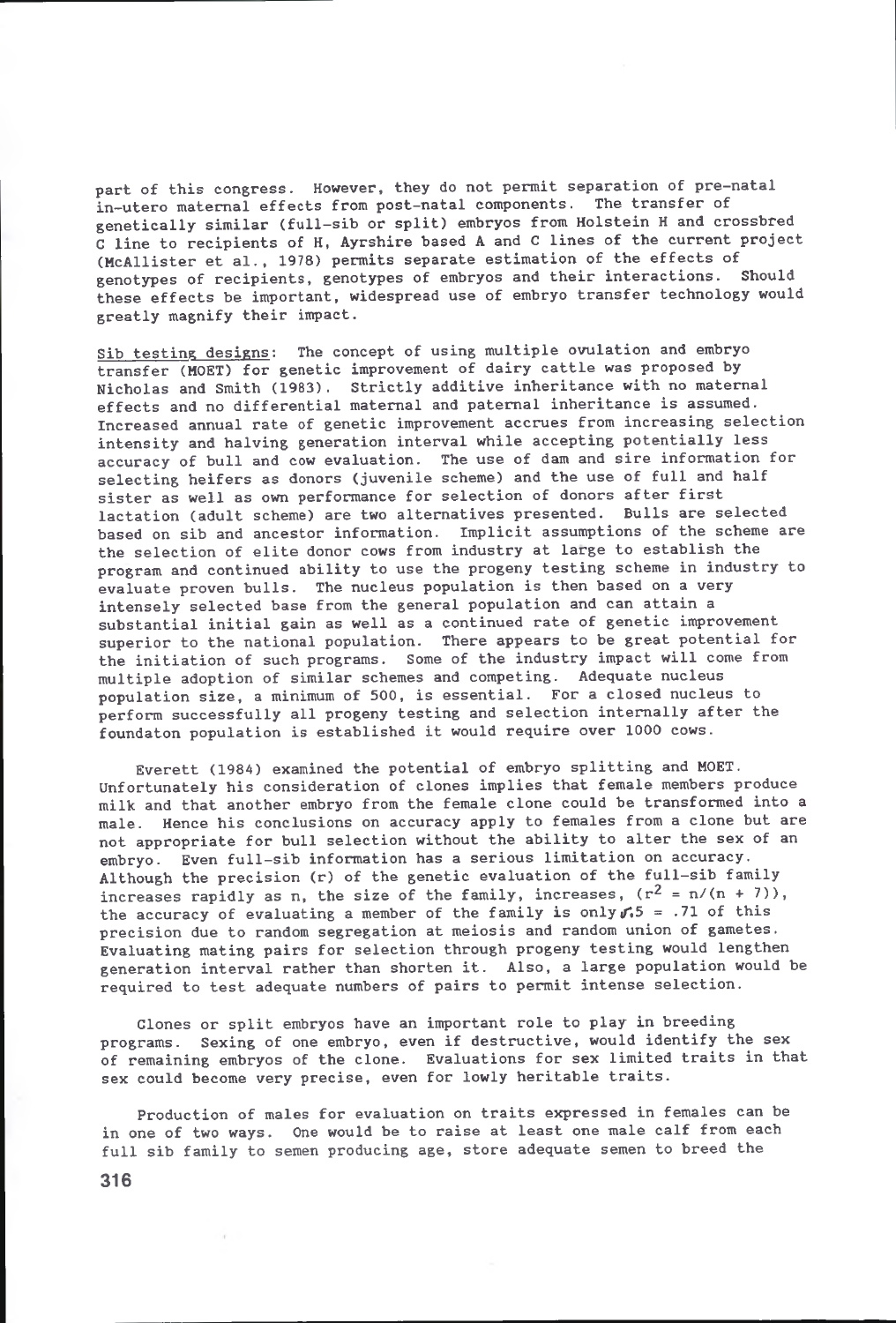part of this congress. However, they do not permit separation of pre-natal in-utero maternal effects from post-natal components. The transfer of genetically similar (full-sib or split) embryos from Holstein H and crossbred C line to recipients of H, Ayrshire based A and C lines of the current project (McAllister et al., 1978) permits separate estimation of the effects of genotypes of recipients, genotypes of embryos and their interactions. Should these effects be important, widespread use of embryo transfer technology would greatly magnify their impact.

Sib testing designs: The concept of using multiple ovulation and embryo transfer (MOET) for genetic improvement of dairy cattle was proposed by Nicholas and Smith (1983). Strictly additive inheritance with no maternal effects and no differential maternal and paternal inheritance is assumed. Increased annual rate of genetic improvement accrues from increasing selection intensity and halving generation interval while accepting potentially less accuracy of bull and cow evaluation. The use of dam and sire information for selecting heifers as donors (juvenile scheme) and the use of full and half sister as well as own performance for selection of donors after first lactation (adult scheme) are two alternatives presented. Bulls are selected based on sib and ancestor information. Implicit assumptions of the scheme are the selection of elite donor cows from industry at large to establish the program and continued ability to use the progeny testing scheme in industry to evaluate proven bulls. The nucleus population is then based on a very intensely selected base from the general population and can attain a substantial initial gain as well as a continued rate of genetic improvement superior to the national population. There appears to be great potential for the initiation of such programs. Some of the industry impact will come from multiple adoption of similar schemes and competing. Adequate nucleus population size, a minimum of 500, is essential. For a closed nucleus to perform successfully all progeny testing and selection internally after the foundaton population is established it would require over 1000 cows.

Everett (1984) examined the potential of embryo splitting and MOET. Unfortunately his consideration of clones implies that female members produce milk and that another embryo from the female clone could be transformed into a male. Hence his conclusions on accuracy apply to females from a clone but are not appropriate for bull selection without the ability to alter the sex of an embryo. Even full-sib information has a serious limitation on accuracy. Although the precision (r) of the genetic evaluation of the full-sib family increases rapidly as n, the size of the family, increases, ($r^2 = n/(n + 7)$), the accuracy of evaluating a member of the family is only $\sqrt{.5} = .71$ of this precision due to random segregation at meiosis and random union of gametes. Evaluating mating pairs for selection through progeny testing would lengthen generation interval rather than shorten it. Also, a large population would be required to test adequate numbers of pairs to permit intense selection.

Clones or split embryos have an important role to play in breeding programs. Sexing of one embryo, even if destructive, would identify the sex of remaining embryos of the clone. Evaluations for sex limited traits in that sex could become very precise, even for lowly heritable traits.

Production of males for evaluation on traits expressed in females can be in one of two ways. One would be to raise at least one male calf from each full sib family to semen producing age, store adequate semen to breed the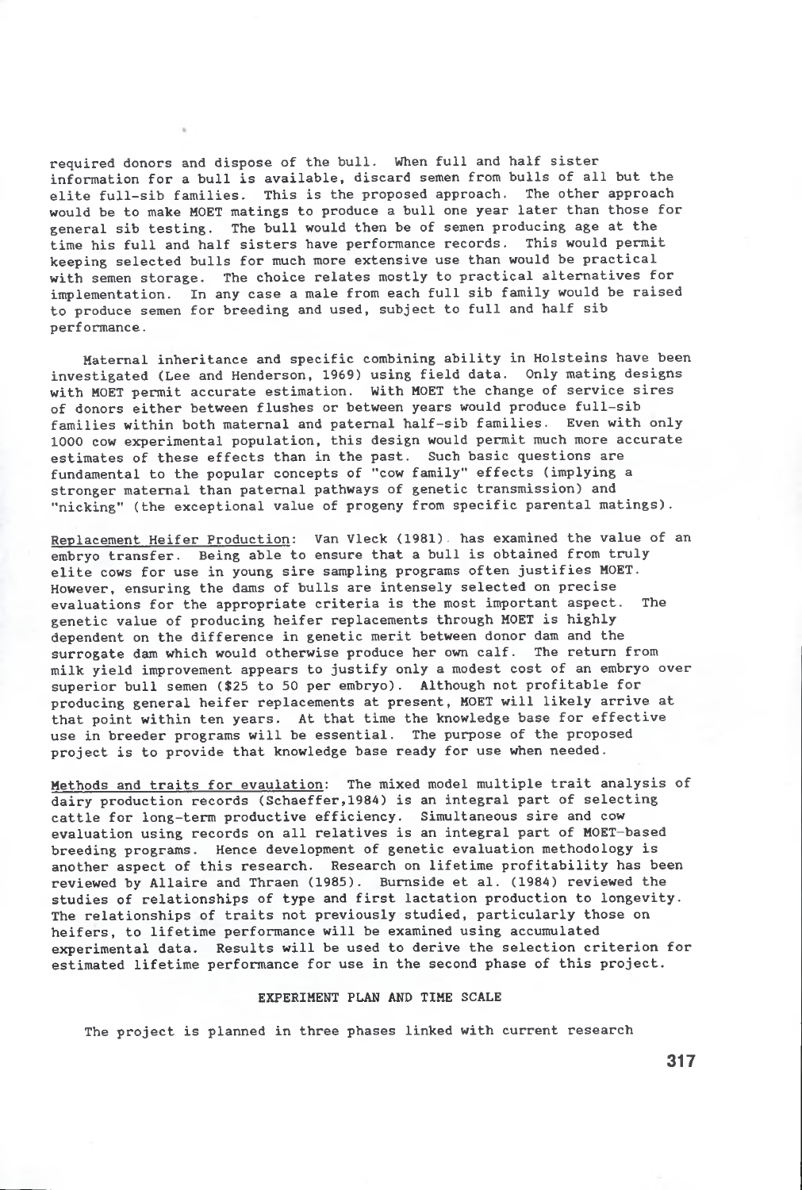required donors and dispose of the bull. When full and half sister information for a bull is available, discard semen from bulls of all but the elite full-sib families. This is the proposed approach. The other approach would be to make MOET matings to produce a bull one year later than those for general sib testing. The bull would then be of semen producing age at the time his full and half sisters have performance records. This would permit keeping selected bulls for much more extensive use than would be practical with semen storage. The choice relates mostly to practical alternatives for implementation. In any case a male from each full sib family would be raised to produce semen for breeding and used, subject to full and half sib performance.

Maternal inheritance and specific combining ability in Holsteins have been investigated (Lee and Henderson, 1969) using field data. Only mating designs with MOET permit accurate estimation. With MOET the change of service sires of donors either between flushes or between years would produce full-sib families within both maternal and paternal half-sib families. Even with only 1000 cow experimental population, this design would permit much more accurate estimates of these effects than in the past. Such basic questions are fundamental to the popular concepts of "cow family" effects (implying a stronger maternal than paternal pathways of genetic transmission) and "nicking" (the exceptional value of progeny from specific parental matings).

<u>Replacement Heifer Production</u>: Van Vleck (1981) has examined the value of an embryo transfer. Being able to ensure that a bull is obtained from truly elite cows for use in young sire sampling programs often justifies MOET. However, ensuring the dams of bulls are intensely selected on precise evaluations for the appropriate criteria is the most important aspect. The genetic value of producing heifer replacements through MOET is highly dependent on the difference in genetic merit between donor dam and the surrogate dam which would otherwise produce her own calf. The return from milk yield improvement appears to justify only a modest cost of an embryo over superior bull semen ($25 to 50 per embryo). Although not profitable for producing general heifer replacements at present, MOET will likely arrive at that point within ten years. At that time the knowledge base for effective use in breeder programs will be essential. The purpose of the proposed project is to provide that knowledge base ready for use when needed.

<u>Methods and traits for evaluation</u>: The mixed model multiple trait analysis of dairy production records (Schaeffer,1984) is an integral part of selecting cattle for long-term productive efficiency. Simultaneous sire and cow evaluation using records on all relatives is an integral part of MOET-based breeding programs. Hence development of genetic evaluation methodology is another aspect of this research. Research on lifetime profitability has been reviewed by Allaire and Thraen (1985). Burnside et al. (1984) reviewed the studies of relationships of type and first lactation production to longevity. The relationships of traits not previously studied, particularly those on heifers, to lifetime performance will be examined using accumulated experimental data. Results will be used to derive the selection criterion for estimated lifetime performance for use in the second phase of this project.

## EXPERIMENT PLAN AND TIME SCALE

The project is planned in three phases linked with current research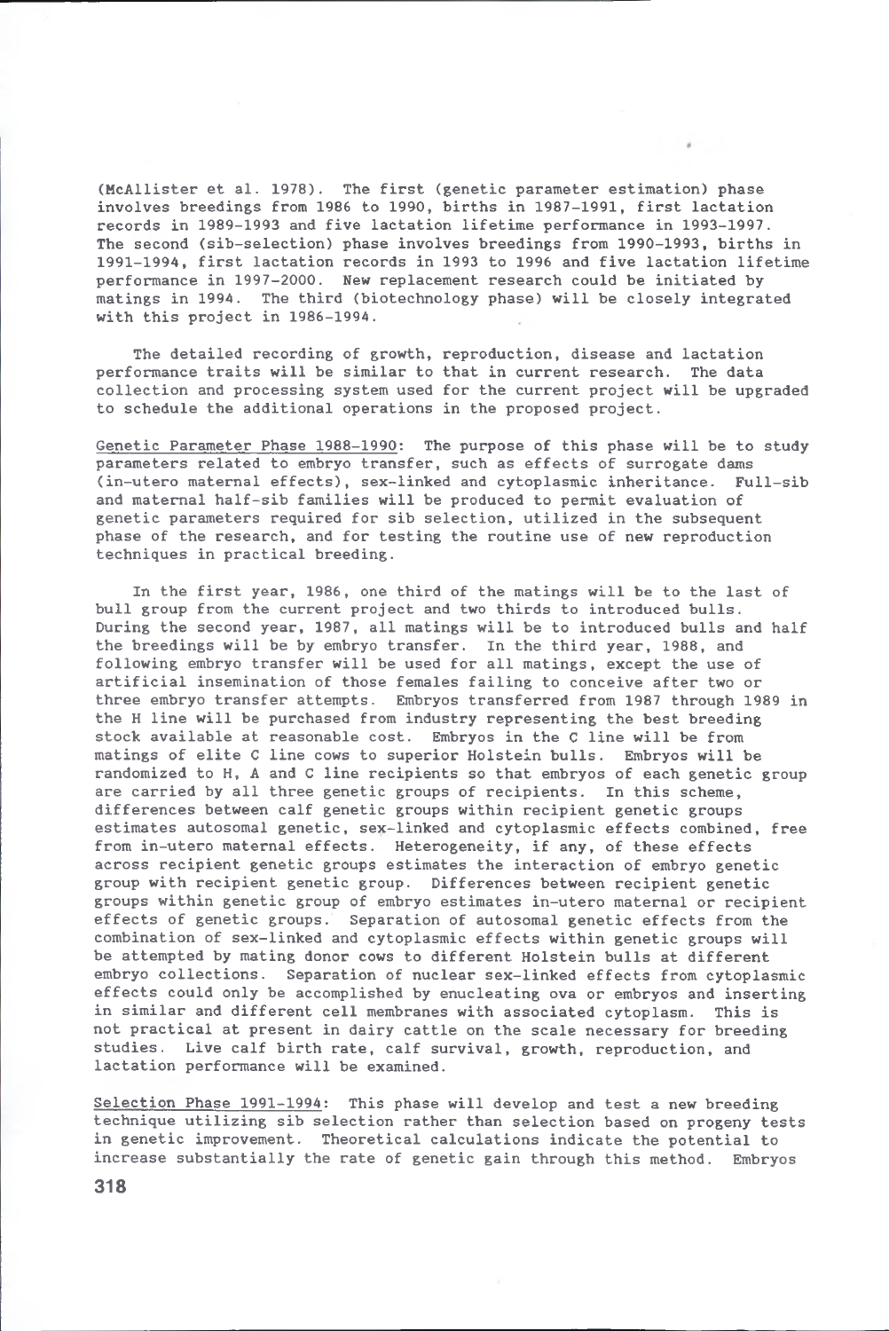(McAllister et al. 1978). The first (genetic parameter estimation) phase involves breedings from 1986 to 1990, births in 1987-1991, first lactation records in 1989-1993 and five lactation lifetime performance in 1993-1997. The second (sib-selection) phase involves breedings from 1990-1993, births in 1991-1994, first lactation records in 1993 to 1996 and five lactation lifetime performance in 1997-2000. New replacement research could be initiated by matings in 1994. The third (biotechnology phase) will be closely integrated with this project in 1986-1994.

The detailed recording of growth, reproduction, disease and lactation performance traits will be similar to that in current research. The data collection and processing system used for the current project will be upgraded to schedule the additional operations in the proposed project.

Genetic Parameter Phase 1988-1990: The purpose of this phase will be to study parameters related to embryo transfer, such as effects of surrogate dams (in-utero maternal effects), sex-linked and cytoplasmic inheritance. Full-sib and maternal half-sib families will be produced to permit evaluation of genetic parameters required for sib selection, utilized in the subsequent phase of the research, and for testing the routine use of new reproduction techniques in practical breeding.

In the first year, 1986, one third of the matings will be to the last of bull group from the current project and two thirds to introduced bulls. During the second year, 1987, all matings will be to introduced bulls and half the breedings will be by embryo transfer. In the third year, 1988, and following embryo transfer will be used for all matings, except the use of artificial insemination of those females failing to conceive after two or three embryo transfer attempts. Embryos transferred from 1987 through 1989 in the H line will be purchased from industry representing the best breeding stock available at reasonable cost. Embryos in the C line will be from matings of elite C line cows to superior Holstein bulls. Embryos will be randomized to H, A and C line recipients so that embryos of each genetic group are carried by all three genetic groups of recipients. In this scheme, differences between calf genetic groups within recipient genetic groups estimates autosomal genetic, sex-linked and cytoplasmic effects combined, free from in-utero maternal effects. Heterogeneity, if any, of these effects across recipient genetic groups estimates the interaction of embryo genetic group with recipient genetic group. Differences between recipient genetic groups within genetic group of embryo estimates in-utero maternal or recipient effects of genetic groups. Separation of autosomal genetic effects from the combination of sex-linked and cytoplasmic effects within genetic groups will be attempted by mating donor cows to different Holstein bulls at different embryo collections. Separation of nuclear sex-linked effects from cytoplasmic effects could only be accomplished by enucleating ova or embryos and inserting in similar and different cell membranes with associated cytoplasm. This is not practical at present in dairy cattle on the scale necessary for breeding studies. Live calf birth rate, calf survival, growth, reproduction, and lactation performance will be examined.

Selection Phase 1991-1994: This phase will develop and test a new breeding technique utilizing sib selection rather than selection based on progeny tests in genetic improvement. Theoretical calculations indicate the potential to increase substantially the rate of genetic gain through this method. Embryos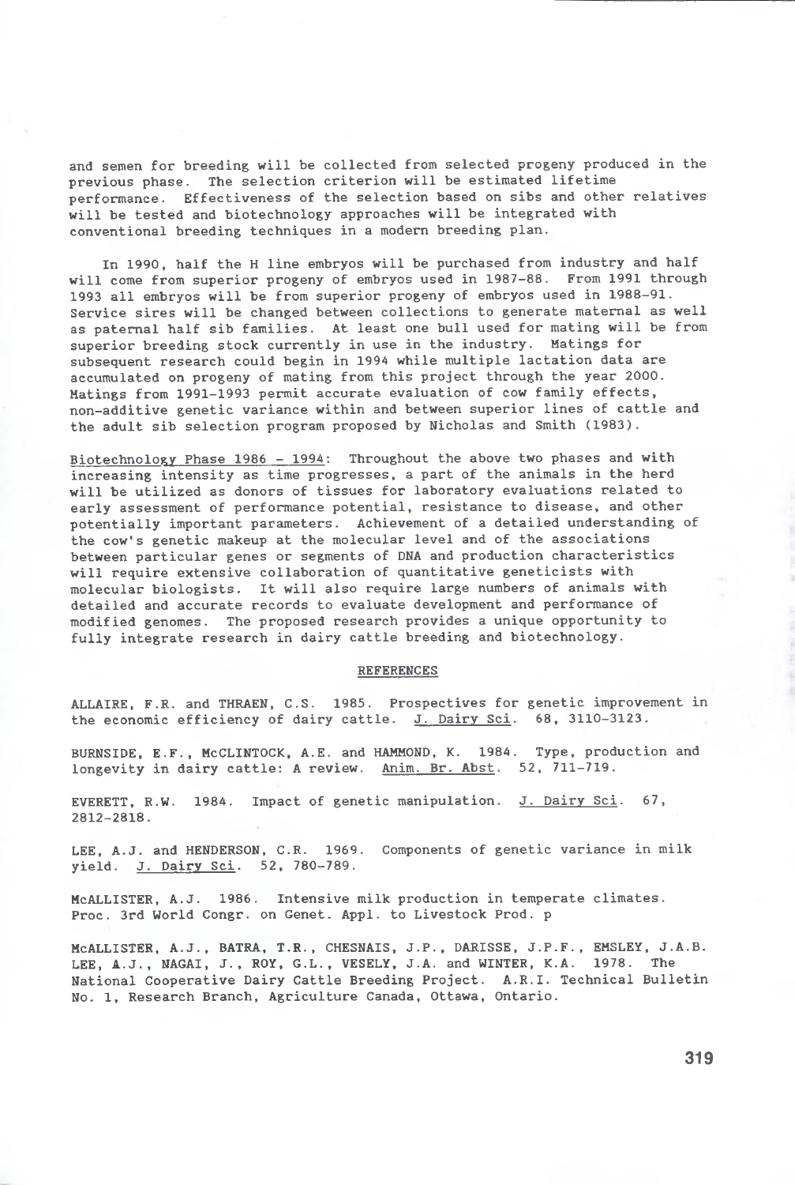and semen for breeding will be collected from selected progeny produced in the previous phase. The selection criterion will be estimated lifetime performance. Effectiveness of the selection based on sibs and other relatives will be tested and biotechnology approaches will be integrated with conventional breeding techniques in a modern breeding plan.

In 1990, half the H line embryos will be purchased from industry and half will come from superior progeny of embryos used in 1987-88. From 1991 through 1993 all embryos will be from superior progeny of embryos used in 1988-91. Service sires will be changed between collections to generate maternal as well as paternal half sib families. At least one bull used for mating will be from superior breeding stock currently in use in the industry. Matings for subsequent research could begin in 1994 while multiple lactation data are accumulated on progeny of mating from this project through the year 2000. Matings from 1991-1993 permit accurate evaluation of cow family effects, non-additive genetic variance within and between superior lines of cattle and the adult sib selection program proposed by Nicholas and Smith (1983).

Biotechnology Phase 1986 - 1994: Throughout the above two phases and with increasing intensity as time progresses, a part of the animals in the herd will be utilized as donors of tissues for laboratory evaluations related to early assessment of performance potential, resistance to disease, and other potentially important parameters. Achievement of a detailed understanding of the cow's genetic makeup at the molecular level and of the associations between particular genes or segments of DNA and production characteristics will require extensive collaboration of quantitative geneticists with molecular biologists. It will also require large numbers of animals with detailed and accurate records to evaluate development and performance of modified genomes. The proposed research provides a unique opportunity to fully integrate research in dairy cattle breeding and biotechnology.

## REFERENCES

ALLAIRE, F.R. and THRAEN, C.S. 1985. Prospectives for genetic improvement in the economic efficiency of dairy cattle. J. Dairy Sci. 68, 3110-3123.

BURNSIDE, E.F., McCLINTOCK, A.E. and HAMMOND, K. 1984. Type, production and longevity in dairy cattle: A review. Anim. Br. Abst. 52, 711-719.

EVERETT, R.W. 1984. Impact of genetic manipulation. J. Dairy Sci. 67, 2812-2818.

LEE, A.J. and HENDERSON, C.R. 1969. Components of genetic variance in milk yield. J. Dairy Sci. 52, 780-789.

McALLISTER, A.J. 1986. Intensive milk production in temperate climates. Proc. 3rd World Congr. on Genet. Appl. to Livestock Prod. p

McALLISTER, A.J., BATRA, T.R., CHESNAIS, J.P., DARISSE, J.P.F., EMSLEY, J.A.B. LEE, A.J., NAGAI, J., ROY, G.L., VESELY, J.A. and WINTER, K.A. 1978. The National Cooperative Dairy Cattle Breeding Project. A.R.I. Technical Bulletin No. 1, Research Branch, Agriculture Canada, Ottawa, Ontario.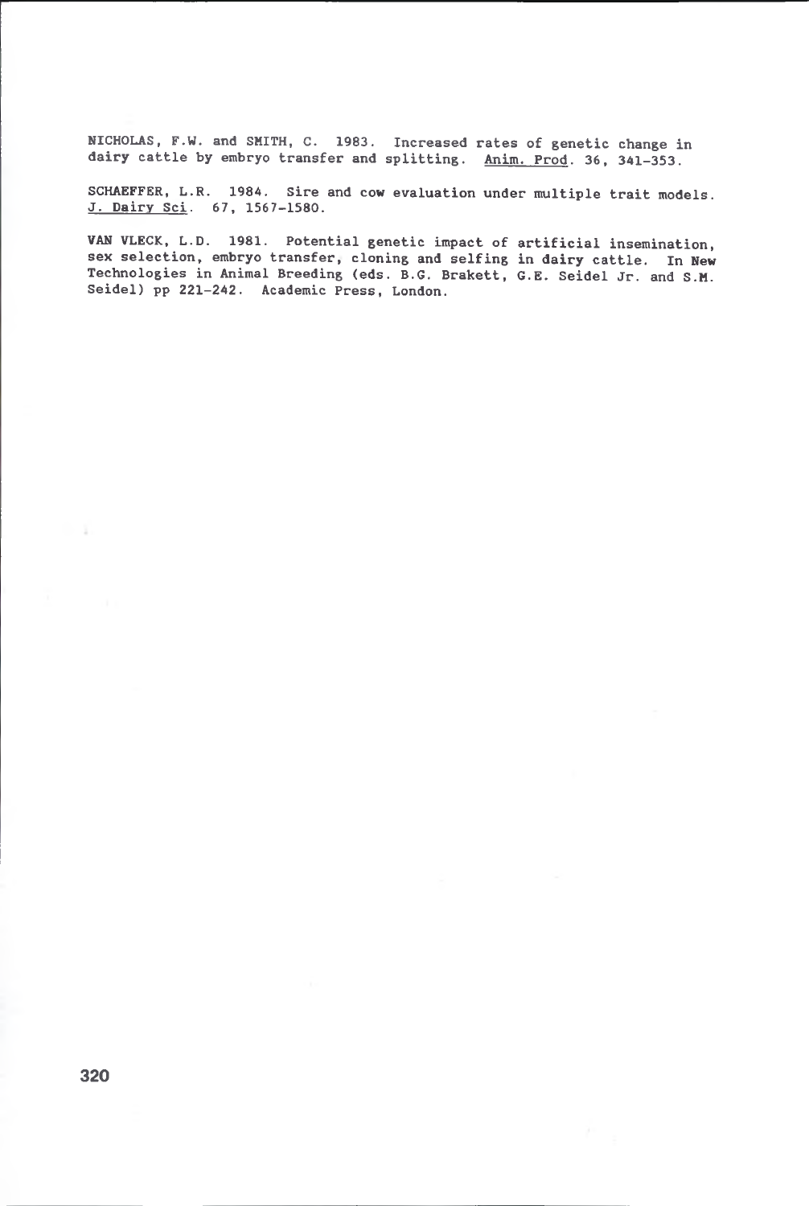NICHOLAS, F.W. and SMITH, C. 1983. Increased rates of genetic change in dairy cattle by embryo transfer and splitting. Anim. Prod. 36, 341-353.

SCHAEFFER, L.R. 1984. Sire and cow evaluation under multiple trait models. J. Dairy Sci. 67, 1567-1580.

VAN VLECK, L.D. 1981. Potential genetic impact of artificial insemination, sex selection, embryo transfer, cloning and selfing in dairy cattle. In New Technologies in Animal Breeding (eds. B.G. Brakett, G.E. Seidel Jr. and S.M. Seidel) pp 221-242. Academic Press, London.